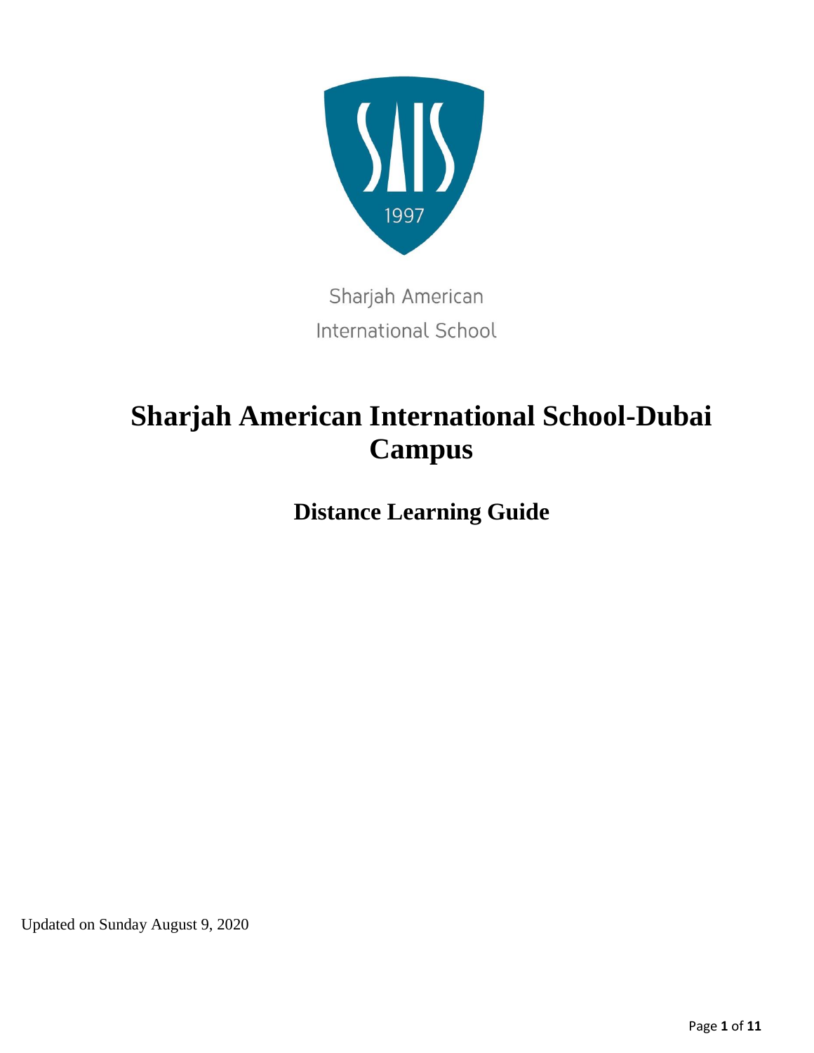Sharjah American International School

# Sharjah American International School-Dubai Campus

## Distance Learning Guide

Updated on Sunday August 9, 2020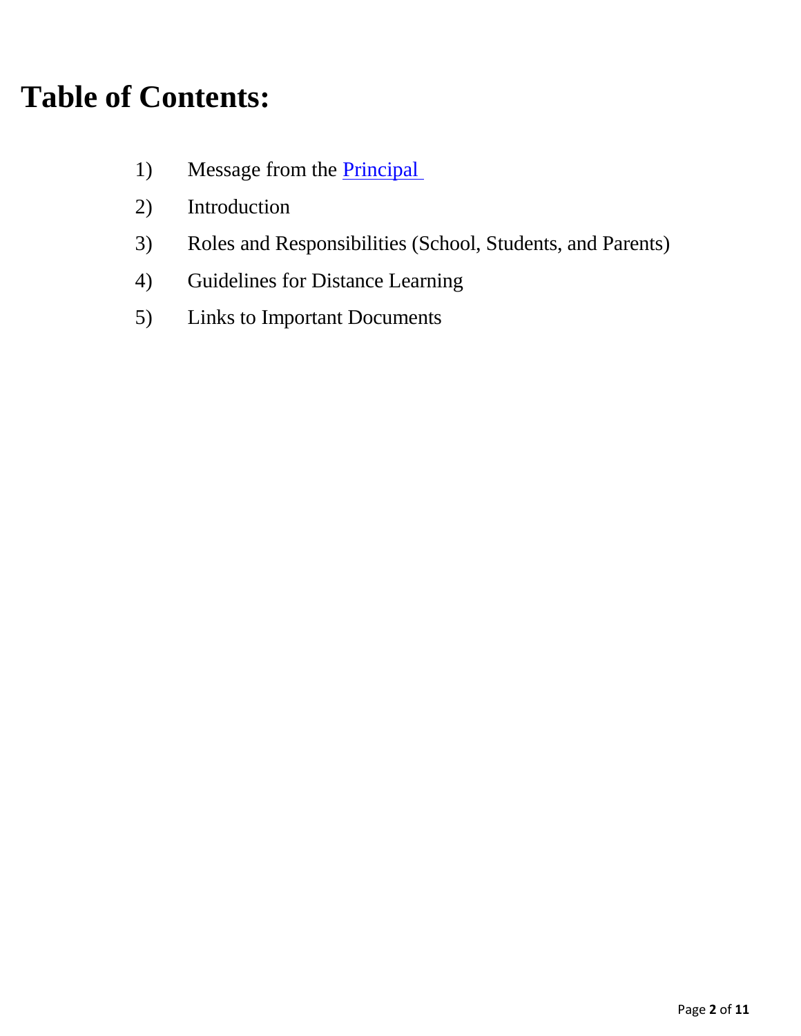# Table of Contents:

1) Message from the Principal
2) Introduction
3) Roles and Responsibilities (School, Students, and Parents)
4) Guidelines for Distance Learning
5) Links to Important Documents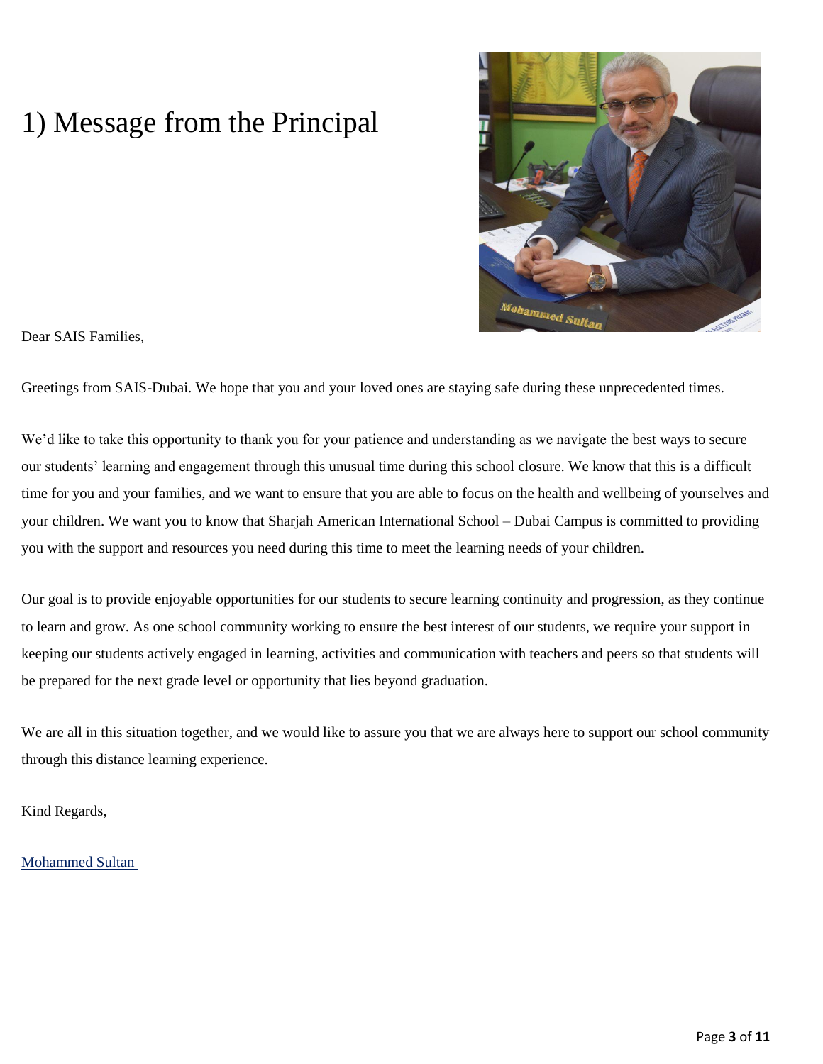# 1) Message from the Principal

Dear SAIS Families,

Greetings from SAIS-Dubai. We hope that you and your loved ones are staying safe during these unprecedented times.

We'd like to take this opportunity to thank you for your patience and understanding as we navigate the best ways to secure our students' learning and engagement through this unusual time during this school closure. We know that this is a difficult time for you and your families, and we want to ensure that you are able to focus on the health and wellbeing of yourselves and your children. We want you to know that Sharjah American International School – Dubai Campus is committed to providing you with the support and resources you need during this time to meet the learning needs of your children.

Our goal is to provide enjoyable opportunities for our students to secure learning continuity and progression, as they continue to learn and grow. As one school community working to ensure the best interest of our students, we require your support in keeping our students actively engaged in learning, activities and communication with teachers and peers so that students will be prepared for the next grade level or opportunity that lies beyond graduation.

We are all in this situation together, and we would like to assure you that we are always here to support our school community through this distance learning experience.

Kind Regards,

Mohammed Sultan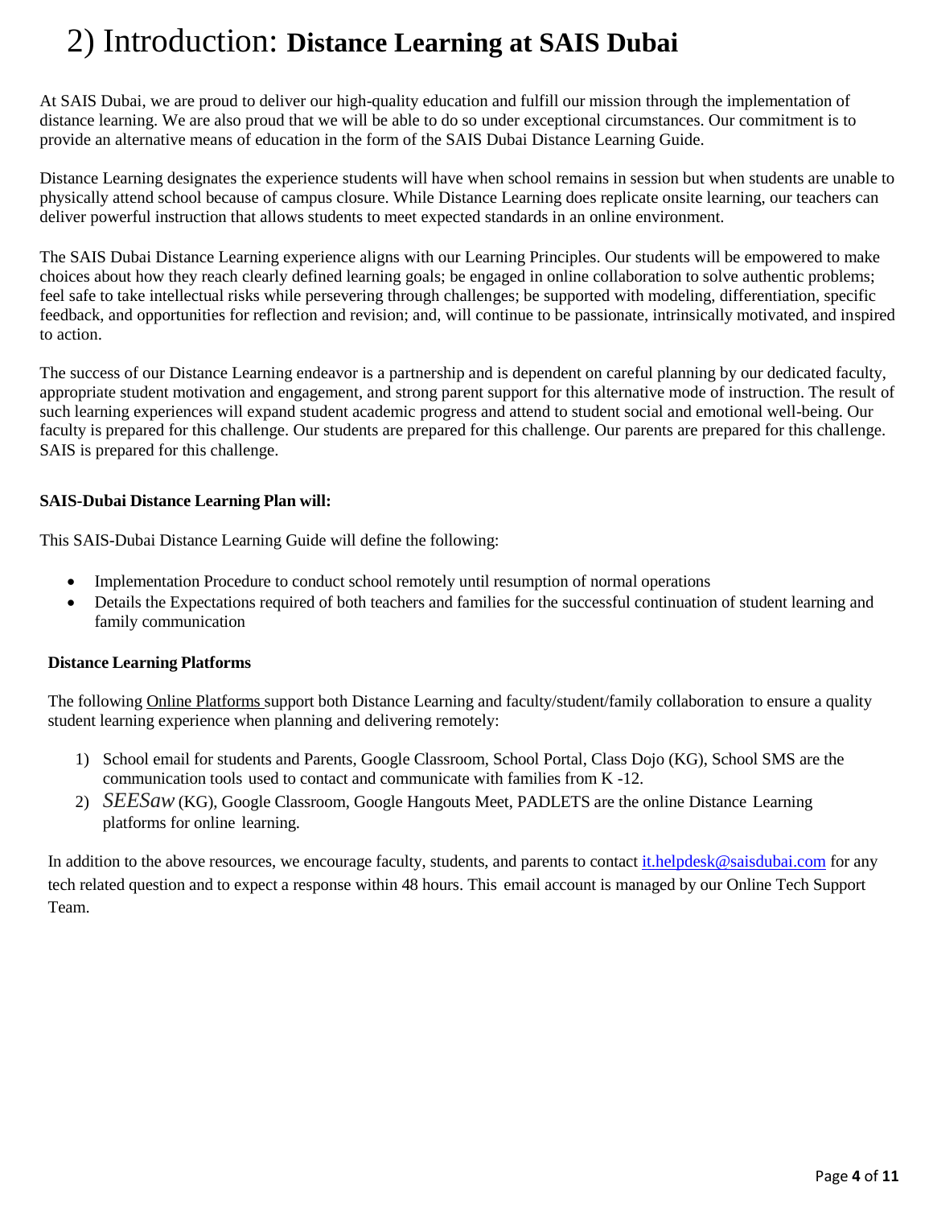# 2) Introduction: **Distance Learning at SAIS Dubai**

At SAIS Dubai, we are proud to deliver our high-quality education and fulfill our mission through the implementation of distance learning. We are also proud that we will be able to do so under exceptional circumstances. Our commitment is to provide an alternative means of education in the form of the SAIS Dubai Distance Learning Guide.

Distance Learning designates the experience students will have when school remains in session but when students are unable to physically attend school because of campus closure. While Distance Learning does replicate onsite learning, our teachers can deliver powerful instruction that allows students to meet expected standards in an online environment.

The SAIS Dubai Distance Learning experience aligns with our Learning Principles. Our students will be empowered to make choices about how they reach clearly defined learning goals; be engaged in online collaboration to solve authentic problems; feel safe to take intellectual risks while persevering through challenges; be supported with modeling, differentiation, specific feedback, and opportunities for reflection and revision; and, will continue to be passionate, intrinsically motivated, and inspired to action.

The success of our Distance Learning endeavor is a partnership and is dependent on careful planning by our dedicated faculty, appropriate student motivation and engagement, and strong parent support for this alternative mode of instruction. The result of such learning experiences will expand student academic progress and attend to student social and emotional well-being. Our faculty is prepared for this challenge. Our students are prepared for this challenge. Our parents are prepared for this challenge. SAIS is prepared for this challenge.

**SAIS-Dubai Distance Learning Plan will:**

This SAIS-Dubai Distance Learning Guide will define the following:

- Implementation Procedure to conduct school remotely until resumption of normal operations
- Details the Expectations required of both teachers and families for the successful continuation of student learning and family communication

**Distance Learning Platforms**

The following Online Platforms support both Distance Learning and faculty/student/family collaboration to ensure a quality student learning experience when planning and delivering remotely:

1) School email for students and Parents, Google Classroom, School Portal, Class Dojo (KG), School SMS are the communication tools used to contact and communicate with families from K -12.
2) *SEESaw* (KG), Google Classroom, Google Hangouts Meet, PADLETS are the online Distance Learning platforms for online learning.

In addition to the above resources, we encourage faculty, students, and parents to contact it.helpdesk@saisdubai.com for any tech related question and to expect a response within 48 hours. This email account is managed by our Online Tech Support Team.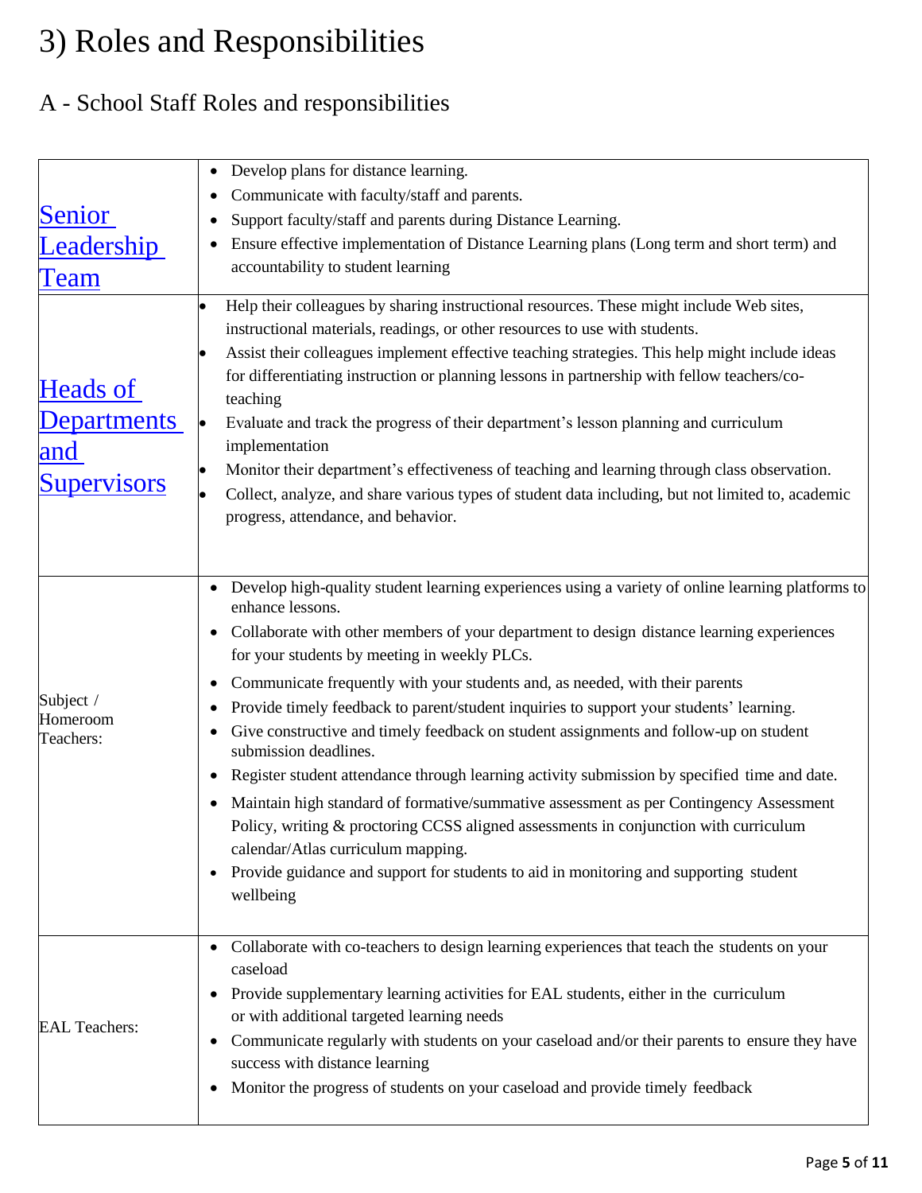# 3) Roles and Responsibilities

## A - School Staff Roles and responsibilities

| Role | Responsibilities |
| --- | --- |
| Senior Leadership Team | • Develop plans for distance learning.<br>• Communicate with faculty/staff and parents.<br>• Support faculty/staff and parents during Distance Learning.<br>• Ensure effective implementation of Distance Learning plans (Long term and short term) and accountability to student learning |
| Heads of Departments and Supervisors | • Help their colleagues by sharing instructional resources. These might include Web sites, instructional materials, readings, or other resources to use with students.<br>• Assist their colleagues implement effective teaching strategies. This help might include ideas for differentiating instruction or planning lessons in partnership with fellow teachers/co-teaching<br>• Evaluate and track the progress of their department's lesson planning and curriculum implementation<br>• Monitor their department's effectiveness of teaching and learning through class observation.<br>• Collect, analyze, and share various types of student data including, but not limited to, academic progress, attendance, and behavior. |
| Subject / Homeroom Teachers: | • Develop high-quality student learning experiences using a variety of online learning platforms to enhance lessons.<br>• Collaborate with other members of your department to design distance learning experiences for your students by meeting in weekly PLCs.<br>• Communicate frequently with your students and, as needed, with their parents<br>• Provide timely feedback to parent/student inquiries to support your students' learning.<br>• Give constructive and timely feedback on student assignments and follow-up on student submission deadlines.<br>• Register student attendance through learning activity submission by specified time and date.<br>• Maintain high standard of formative/summative assessment as per Contingency Assessment Policy, writing & proctoring CCSS aligned assessments in conjunction with curriculum calendar/Atlas curriculum mapping.<br>• Provide guidance and support for students to aid in monitoring and supporting student wellbeing |
| EAL Teachers: | • Collaborate with co-teachers to design learning experiences that teach the students on your caseload<br>• Provide supplementary learning activities for EAL students, either in the curriculum or with additional targeted learning needs<br>• Communicate regularly with students on your caseload and/or their parents to ensure they have success with distance learning<br>• Monitor the progress of students on your caseload and provide timely feedback |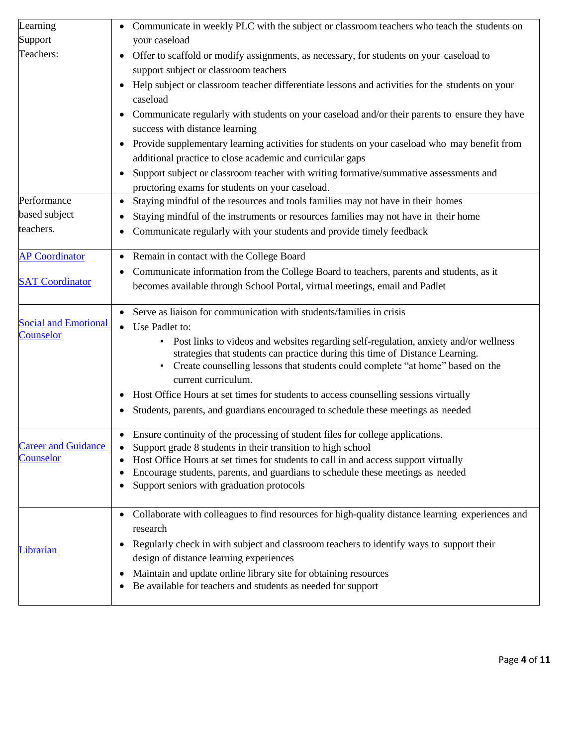| | |
|---|---|
| Learning Support Teachers: | • Communicate in weekly PLC with the subject or classroom teachers who teach the students on your caseload<br>• Offer to scaffold or modify assignments, as necessary, for students on your caseload to support subject or classroom teachers<br>• Help subject or classroom teacher differentiate lessons and activities for the students on your caseload<br>• Communicate regularly with students on your caseload and/or their parents to ensure they have success with distance learning<br>• Provide supplementary learning activities for students on your caseload who may benefit from additional practice to close academic and curricular gaps<br>• Support subject or classroom teacher with writing formative/summative assessments and proctoring exams for students on your caseload. |
| Performance based subject teachers. | • Staying mindful of the resources and tools families may not have in their homes<br>• Staying mindful of the instruments or resources families may not have in their home<br>• Communicate regularly with your students and provide timely feedback |
| AP Coordinator<br><br>SAT Coordinator | • Remain in contact with the College Board<br>• Communicate information from the College Board to teachers, parents and students, as it becomes available through School Portal, virtual meetings, email and Padlet |
| Social and Emotional Counselor | • Serve as liaison for communication with students/families in crisis<br>• Use Padlet to:<br>&nbsp;&nbsp;&nbsp;&nbsp;◦ Post links to videos and websites regarding self-regulation, anxiety and/or wellness strategies that students can practice during this time of Distance Learning.<br>&nbsp;&nbsp;&nbsp;&nbsp;◦ Create counselling lessons that students could complete "at home" based on the current curriculum.<br>• Host Office Hours at set times for students to access counselling sessions virtually<br>• Students, parents, and guardians encouraged to schedule these meetings as needed |
| Career and Guidance Counselor | • Ensure continuity of the processing of student files for college applications.<br>• Support grade 8 students in their transition to high school<br>• Host Office Hours at set times for students to call in and access support virtually<br>• Encourage students, parents, and guardians to schedule these meetings as needed<br>• Support seniors with graduation protocols |
| Librarian | • Collaborate with colleagues to find resources for high-quality distance learning experiences and research<br>• Regularly check in with subject and classroom teachers to identify ways to support their design of distance learning experiences<br>• Maintain and update online library site for obtaining resources<br>• Be available for teachers and students as needed for support |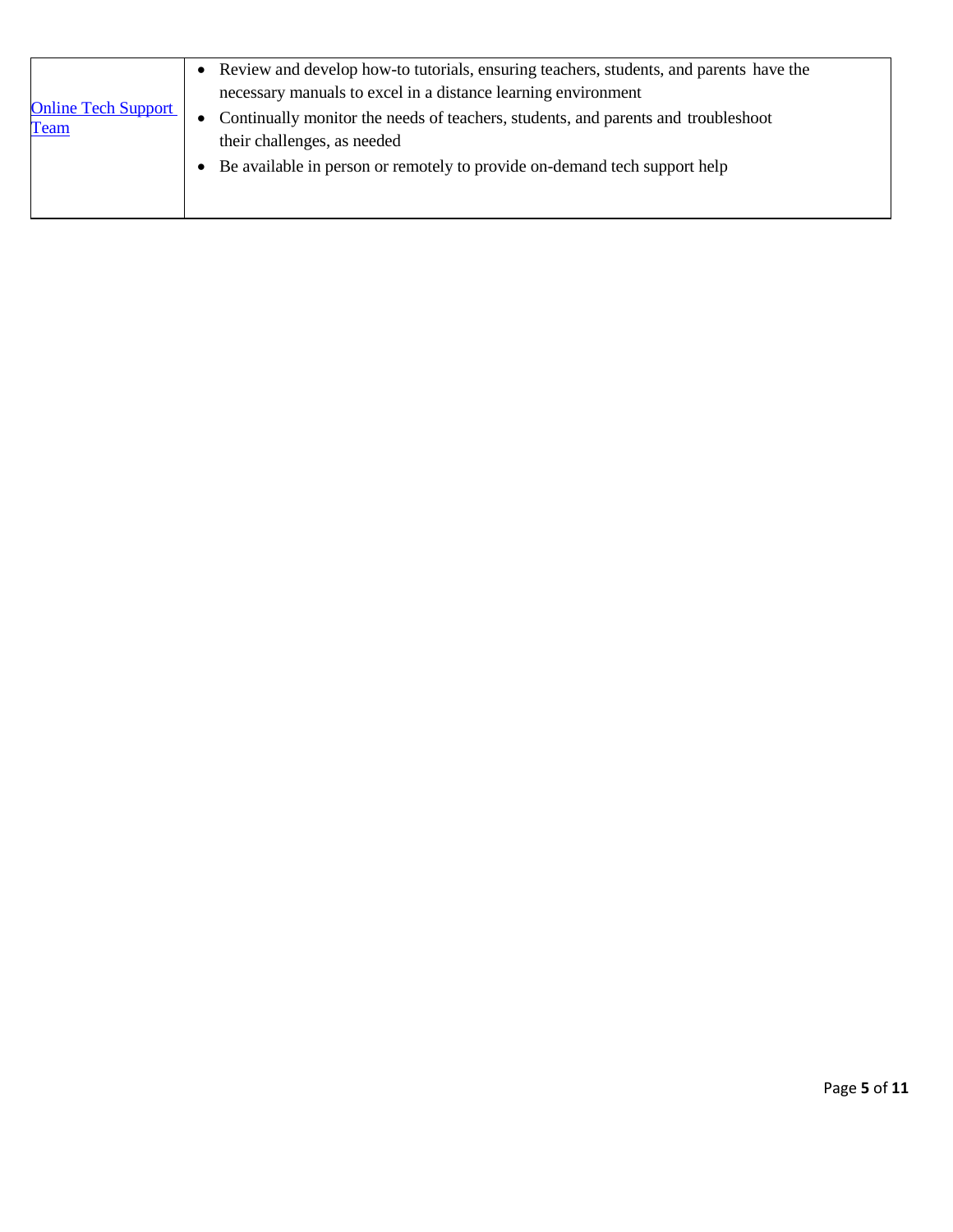| | |
|---|---|
| Online Tech Support Team | • Review and develop how-to tutorials, ensuring teachers, students, and parents have the necessary manuals to excel in a distance learning environment<br>• Continually monitor the needs of teachers, students, and parents and troubleshoot their challenges, as needed<br>• Be available in person or remotely to provide on-demand tech support help |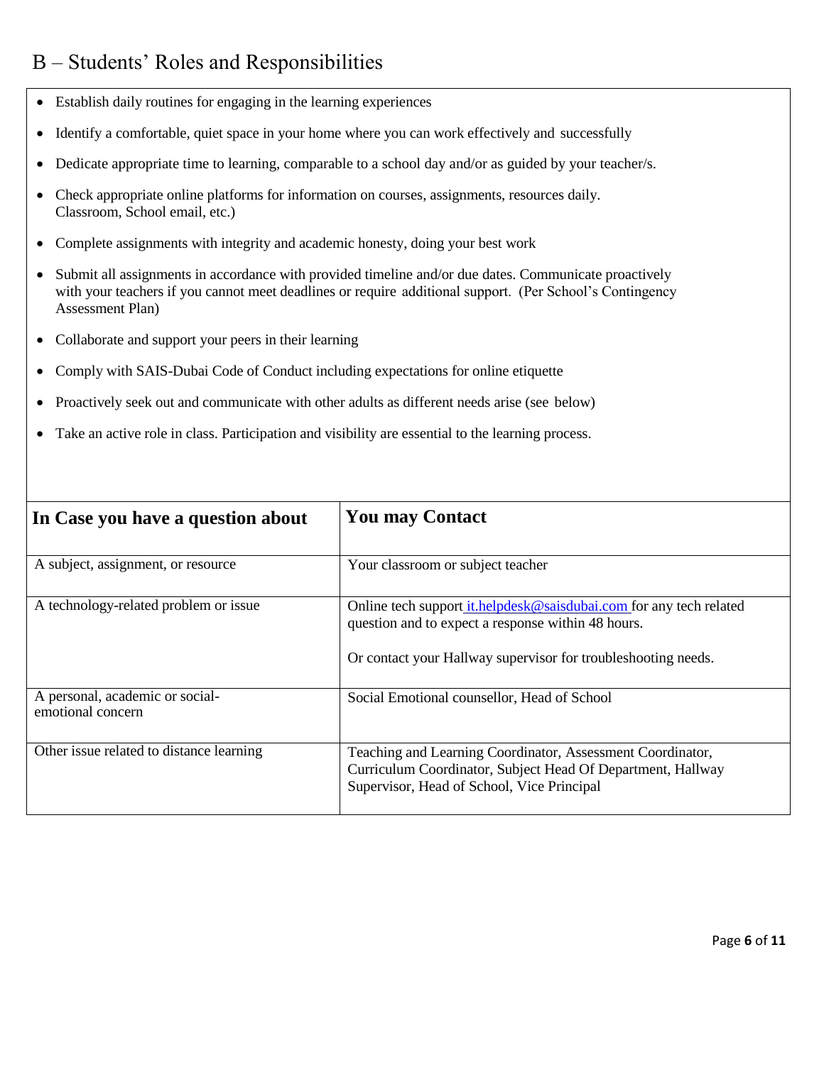## B – Students' Roles and Responsibilities

- Establish daily routines for engaging in the learning experiences
- Identify a comfortable, quiet space in your home where you can work effectively and successfully
- Dedicate appropriate time to learning, comparable to a school day and/or as guided by your teacher/s.
- Check appropriate online platforms for information on courses, assignments, resources daily. Classroom, School email, etc.)
- Complete assignments with integrity and academic honesty, doing your best work
- Submit all assignments in accordance with provided timeline and/or due dates. Communicate proactively with your teachers if you cannot meet deadlines or require additional support. (Per School's Contingency Assessment Plan)
- Collaborate and support your peers in their learning
- Comply with SAIS-Dubai Code of Conduct including expectations for online etiquette
- Proactively seek out and communicate with other adults as different needs arise (see below)
- Take an active role in class. Participation and visibility are essential to the learning process.

| **In Case you have a question about** | **You may Contact** |
|---|---|
| A subject, assignment, or resource | Your classroom or subject teacher |
| A technology-related problem or issue | Online tech support it.helpdesk@saisdubai.com for any tech related question and to expect a response within 48 hours.<br><br>Or contact your Hallway supervisor for troubleshooting needs. |
| A personal, academic or social-emotional concern | Social Emotional counsellor, Head of School |
| Other issue related to distance learning | Teaching and Learning Coordinator, Assessment Coordinator, Curriculum Coordinator, Subject Head Of Department, Hallway Supervisor, Head of School, Vice Principal |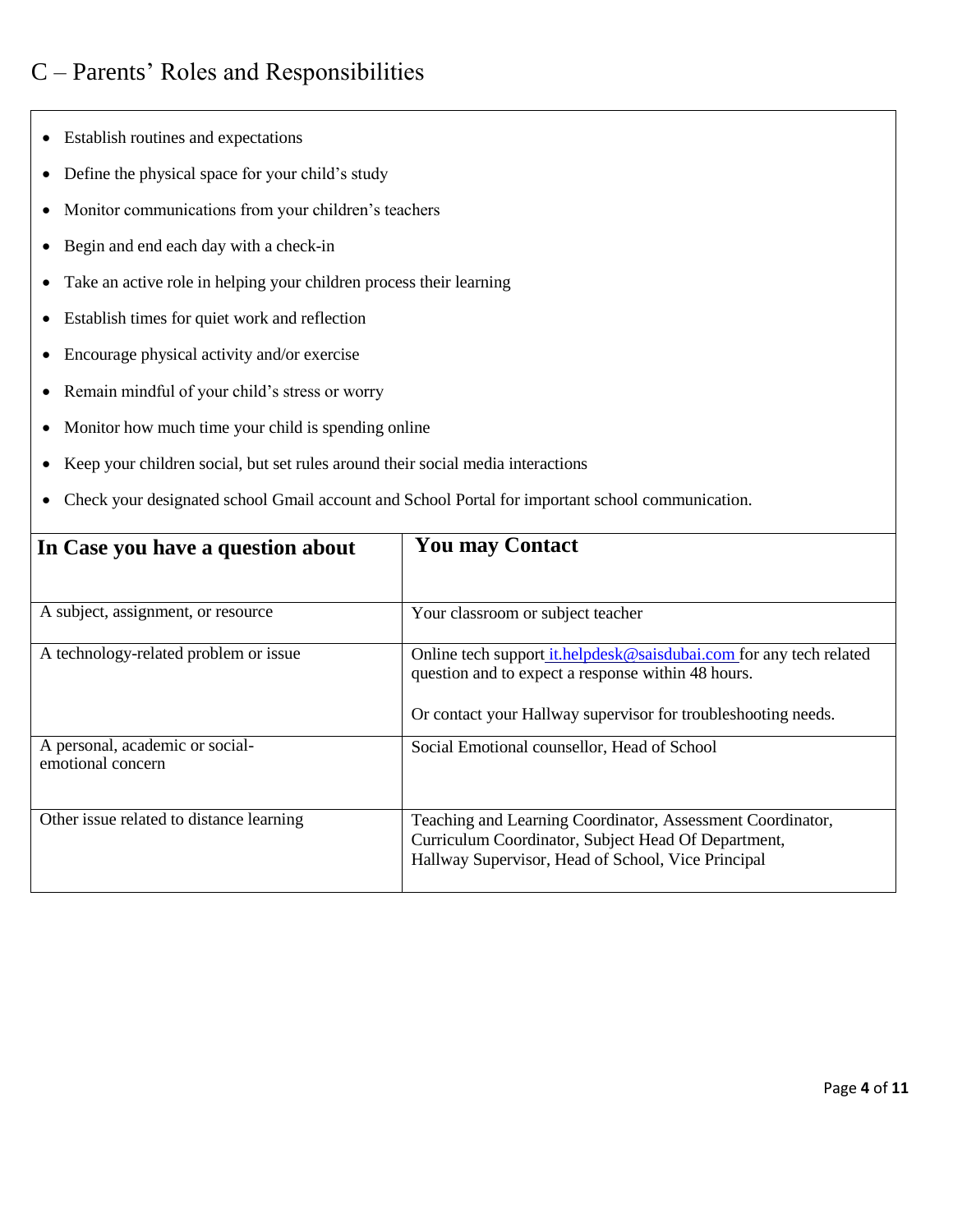# C – Parents' Roles and Responsibilities

- Establish routines and expectations
- Define the physical space for your child's study
- Monitor communications from your children's teachers
- Begin and end each day with a check-in
- Take an active role in helping your children process their learning
- Establish times for quiet work and reflection
- Encourage physical activity and/or exercise
- Remain mindful of your child's stress or worry
- Monitor how much time your child is spending online
- Keep your children social, but set rules around their social media interactions
- Check your designated school Gmail account and School Portal for important school communication.

| **In Case you have a question about** | **You may Contact** |
|---|---|
| A subject, assignment, or resource | Your classroom or subject teacher |
| A technology-related problem or issue | Online tech support it.helpdesk@saisdubai.com for any tech related question and to expect a response within 48 hours.<br><br>Or contact your Hallway supervisor for troubleshooting needs. |
| A personal, academic or social-emotional concern | Social Emotional counsellor, Head of School |
| Other issue related to distance learning | Teaching and Learning Coordinator, Assessment Coordinator, Curriculum Coordinator, Subject Head Of Department, Hallway Supervisor, Head of School, Vice Principal |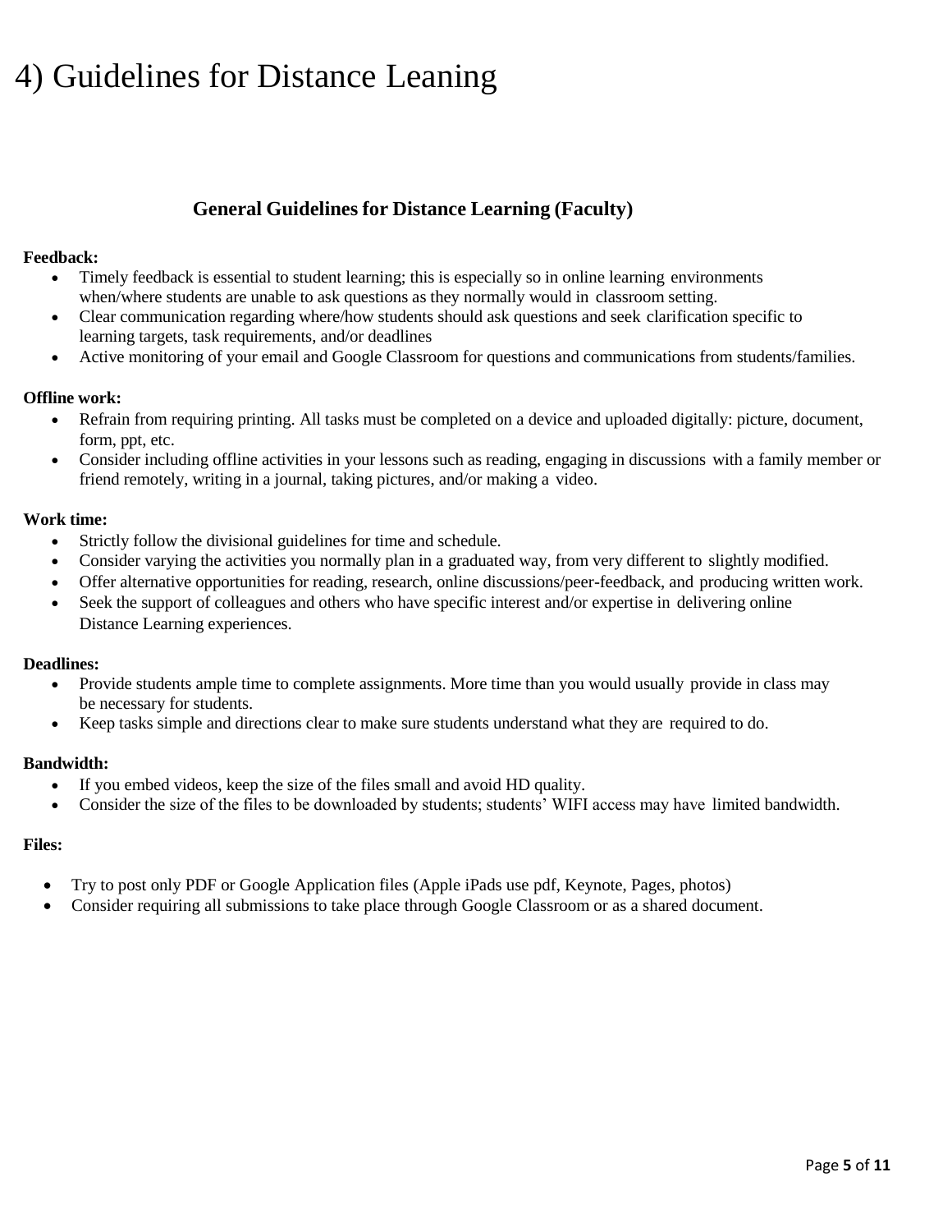# 4) Guidelines for Distance Leaning

## General Guidelines for Distance Learning (Faculty)

**Feedback:**

- Timely feedback is essential to student learning; this is especially so in online learning environments when/where students are unable to ask questions as they normally would in classroom setting.
- Clear communication regarding where/how students should ask questions and seek clarification specific to learning targets, task requirements, and/or deadlines
- Active monitoring of your email and Google Classroom for questions and communications from students/families.

**Offline work:**

- Refrain from requiring printing. All tasks must be completed on a device and uploaded digitally: picture, document, form, ppt, etc.
- Consider including offline activities in your lessons such as reading, engaging in discussions with a family member or friend remotely, writing in a journal, taking pictures, and/or making a video.

**Work time:**

- Strictly follow the divisional guidelines for time and schedule.
- Consider varying the activities you normally plan in a graduated way, from very different to slightly modified.
- Offer alternative opportunities for reading, research, online discussions/peer-feedback, and producing written work.
- Seek the support of colleagues and others who have specific interest and/or expertise in delivering online Distance Learning experiences.

**Deadlines:**

- Provide students ample time to complete assignments. More time than you would usually provide in class may be necessary for students.
- Keep tasks simple and directions clear to make sure students understand what they are required to do.

**Bandwidth:**

- If you embed videos, keep the size of the files small and avoid HD quality.
- Consider the size of the files to be downloaded by students; students' WIFI access may have limited bandwidth.

**Files:**

- Try to post only PDF or Google Application files (Apple iPads use pdf, Keynote, Pages, photos)
- Consider requiring all submissions to take place through Google Classroom or as a shared document.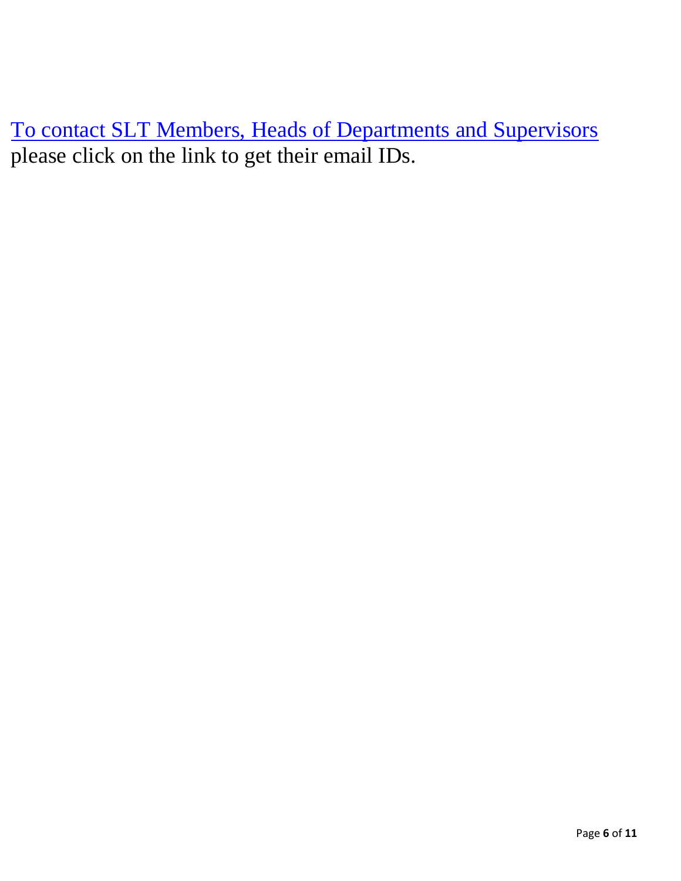[To contact SLT Members, Heads of Departments and Supervisors]
please click on the link to get their email IDs.